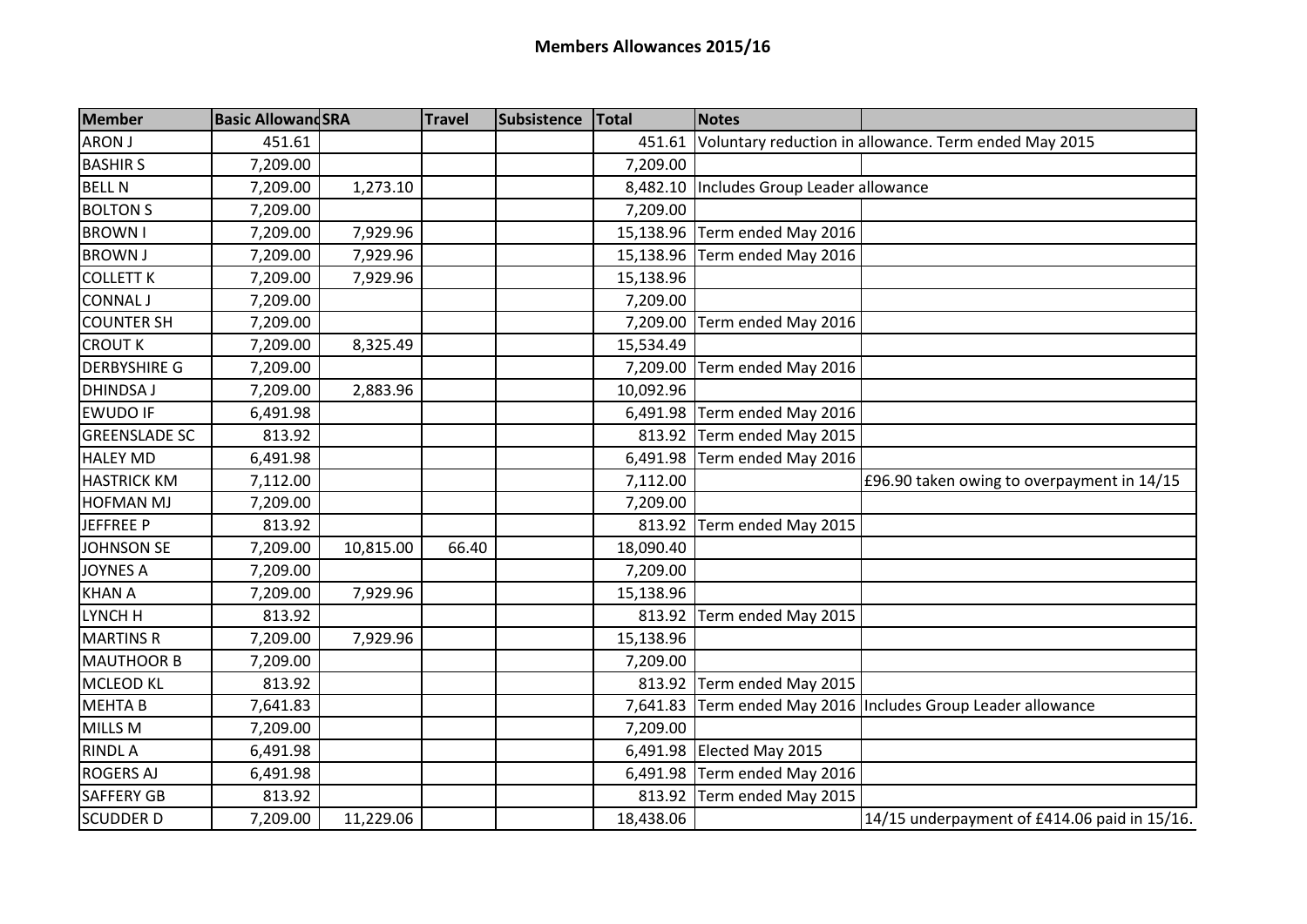# Members Allowances 2015/16

| Member | Basic Allowanc | SRA | Travel | Subsistence | Total | Notes | |
|---|---|---|---|---|---|---|---|
| ARON J | 451.61 | | | | 451.61 | Voluntary reduction in allowance. Term ended May 2015 | |
| BASHIR S | 7,209.00 | | | | 7,209.00 | | |
| BELL N | 7,209.00 | 1,273.10 | | | 8,482.10 | Includes Group Leader allowance | |
| BOLTON S | 7,209.00 | | | | 7,209.00 | | |
| BROWN I | 7,209.00 | 7,929.96 | | | 15,138.96 | Term ended May 2016 | |
| BROWN J | 7,209.00 | 7,929.96 | | | 15,138.96 | Term ended May 2016 | |
| COLLETT K | 7,209.00 | 7,929.96 | | | 15,138.96 | | |
| CONNAL J | 7,209.00 | | | | 7,209.00 | | |
| COUNTER SH | 7,209.00 | | | | 7,209.00 | Term ended May 2016 | |
| CROUT K | 7,209.00 | 8,325.49 | | | 15,534.49 | | |
| DERBYSHIRE G | 7,209.00 | | | | 7,209.00 | Term ended May 2016 | |
| DHINDSA J | 7,209.00 | 2,883.96 | | | 10,092.96 | | |
| EWUDO IF | 6,491.98 | | | | 6,491.98 | Term ended May 2016 | |
| GREENSLADE SC | 813.92 | | | | 813.92 | Term ended May 2015 | |
| HALEY MD | 6,491.98 | | | | 6,491.98 | Term ended May 2016 | |
| HASTRICK KM | 7,112.00 | | | | 7,112.00 | | £96.90 taken owing to overpayment in 14/15 |
| HOFMAN MJ | 7,209.00 | | | | 7,209.00 | | |
| JEFFREE P | 813.92 | | | | 813.92 | Term ended May 2015 | |
| JOHNSON SE | 7,209.00 | 10,815.00 | 66.40 | | 18,090.40 | | |
| JOYNES A | 7,209.00 | | | | 7,209.00 | | |
| KHAN A | 7,209.00 | 7,929.96 | | | 15,138.96 | | |
| LYNCH H | 813.92 | | | | 813.92 | Term ended May 2015 | |
| MARTINS R | 7,209.00 | 7,929.96 | | | 15,138.96 | | |
| MAUTHOOR B | 7,209.00 | | | | 7,209.00 | | |
| MCLEOD KL | 813.92 | | | | 813.92 | Term ended May 2015 | |
| MEHTA B | 7,641.83 | | | | 7,641.83 | Term ended May 2016 | Includes Group Leader allowance |
| MILLS M | 7,209.00 | | | | 7,209.00 | | |
| RINDL A | 6,491.98 | | | | 6,491.98 | Elected May 2015 | |
| ROGERS AJ | 6,491.98 | | | | 6,491.98 | Term ended May 2016 | |
| SAFFERY GB | 813.92 | | | | 813.92 | Term ended May 2015 | |
| SCUDDER D | 7,209.00 | 11,229.06 | | | 18,438.06 | | 14/15 underpayment of £414.06 paid in 15/16. |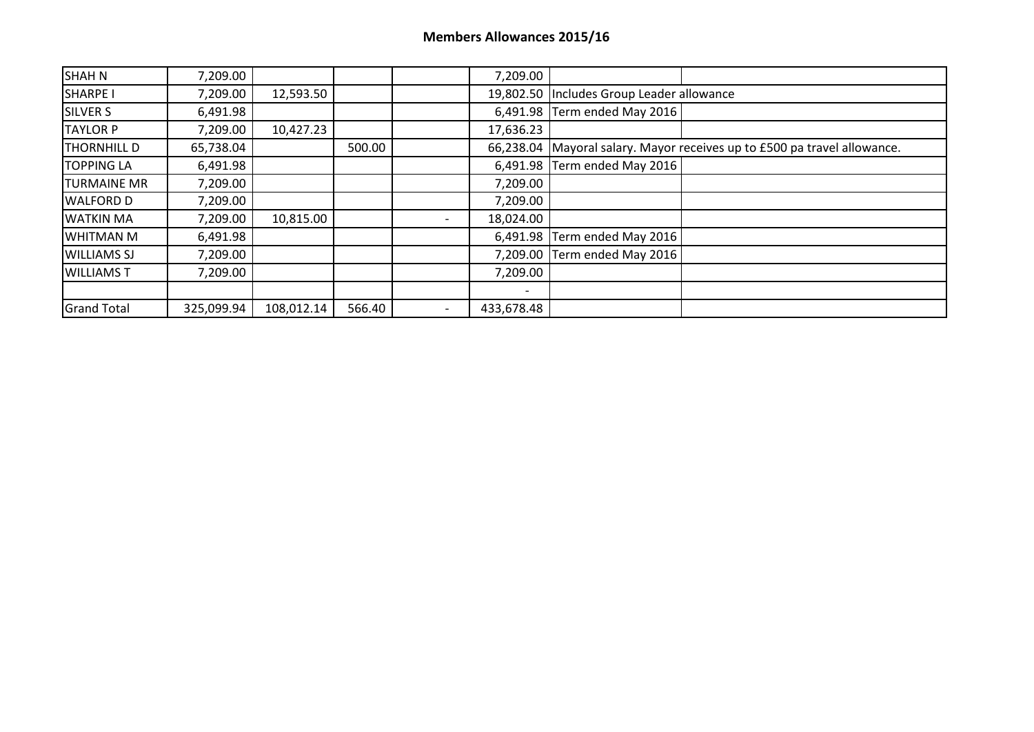## Members Allowances 2015/16

| | | | | | | | |
|---|---|---|---|---|---|---|---|
| SHAH N | 7,209.00 | | | | 7,209.00 | | |
| SHARPE I | 7,209.00 | 12,593.50 | | | 19,802.50 | Includes Group Leader allowance | |
| SILVER S | 6,491.98 | | | | 6,491.98 | Term ended May 2016 | |
| TAYLOR P | 7,209.00 | 10,427.23 | | | 17,636.23 | | |
| THORNHILL D | 65,738.04 | | 500.00 | | 66,238.04 | Mayoral salary. Mayor receives up to £500 pa travel allowance. | |
| TOPPING LA | 6,491.98 | | | | 6,491.98 | Term ended May 2016 | |
| TURMAINE MR | 7,209.00 | | | | 7,209.00 | | |
| WALFORD D | 7,209.00 | | | | 7,209.00 | | |
| WATKIN MA | 7,209.00 | 10,815.00 | | - | 18,024.00 | | |
| WHITMAN M | 6,491.98 | | | | 6,491.98 | Term ended May 2016 | |
| WILLIAMS SJ | 7,209.00 | | | | 7,209.00 | Term ended May 2016 | |
| WILLIAMS T | 7,209.00 | | | | 7,209.00 | | |
| | | | | | - | | |
| Grand Total | 325,099.94 | 108,012.14 | 566.40 | - | 433,678.48 | | |